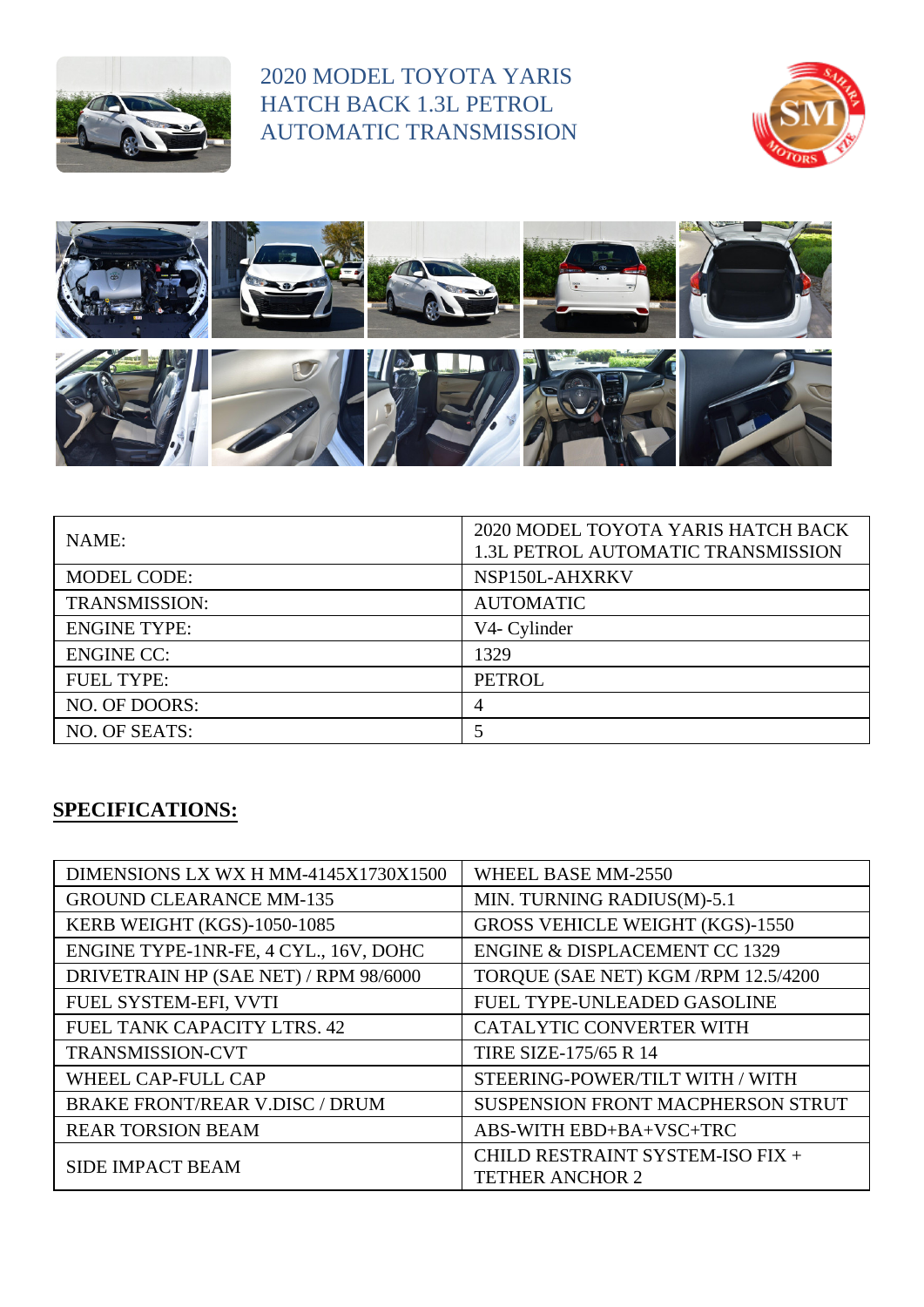# 2020 MODEL TOYOTA YARIS HATCH BACK 1.3L PETROL AUTOMATIC TRANSMISSION

| NAME: | 2020 MODEL TOYOTA YARIS HATCH BACK 1.3L PETROL AUTOMATIC TRANSMISSION |
|---|---|
| MODEL CODE: | NSP150L-AHXRKV |
| TRANSMISSION: | AUTOMATIC |
| ENGINE TYPE: | V4- Cylinder |
| ENGINE CC: | 1329 |
| FUEL TYPE: | PETROL |
| NO. OF DOORS: | 4 |
| NO. OF SEATS: | 5 |

## SPECIFICATIONS:

| DIMENSIONS LX WX H MM-4145X1730X1500 | WHEEL BASE MM-2550 |
|---|---|
| GROUND CLEARANCE MM-135 | MIN. TURNING RADIUS(M)-5.1 |
| KERB WEIGHT (KGS)-1050-1085 | GROSS VEHICLE WEIGHT (KGS)-1550 |
| ENGINE TYPE-1NR-FE, 4 CYL., 16V, DOHC | ENGINE & DISPLACEMENT CC 1329 |
| DRIVETRAIN HP (SAE NET) / RPM 98/6000 | TORQUE (SAE NET) KGM /RPM 12.5/4200 |
| FUEL SYSTEM-EFI, VVTI | FUEL TYPE-UNLEADED GASOLINE |
| FUEL TANK CAPACITY LTRS. 42 | CATALYTIC CONVERTER WITH |
| TRANSMISSION-CVT | TIRE SIZE-175/65 R 14 |
| WHEEL CAP-FULL CAP | STEERING-POWER/TILT WITH / WITH |
| BRAKE FRONT/REAR V.DISC / DRUM | SUSPENSION FRONT MACPHERSON STRUT |
| REAR TORSION BEAM | ABS-WITH EBD+BA+VSC+TRC |
| SIDE IMPACT BEAM | CHILD RESTRAINT SYSTEM-ISO FIX + TETHER ANCHOR 2 |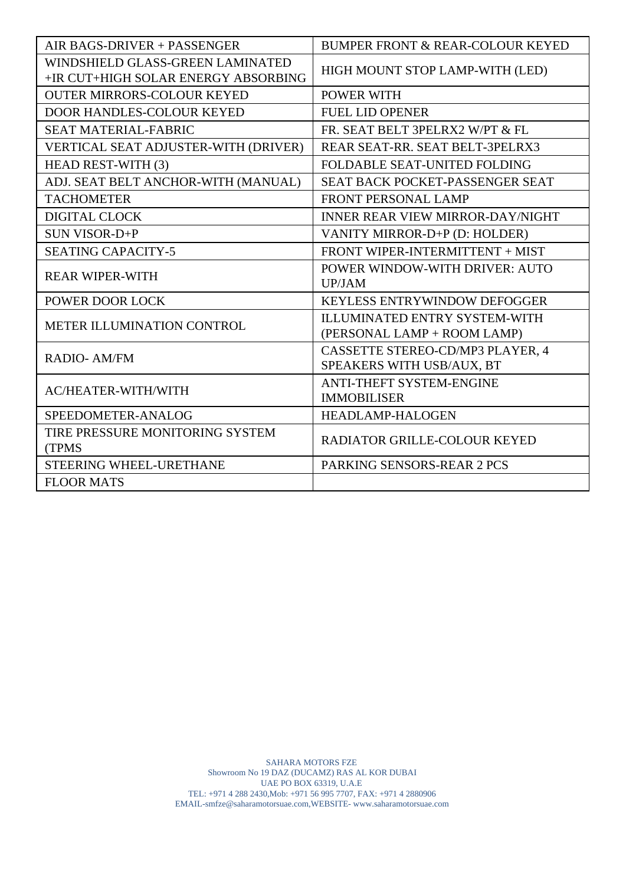| | |
|---|---|
| AIR BAGS-DRIVER + PASSENGER | BUMPER FRONT & REAR-COLOUR KEYED |
| WINDSHIELD GLASS-GREEN LAMINATED +IR CUT+HIGH SOLAR ENERGY ABSORBING | HIGH MOUNT STOP LAMP-WITH (LED) |
| OUTER MIRRORS-COLOUR KEYED | POWER WITH |
| DOOR HANDLES-COLOUR KEYED | FUEL LID OPENER |
| SEAT MATERIAL-FABRIC | FR. SEAT BELT 3PELRX2 W/PT & FL |
| VERTICAL SEAT ADJUSTER-WITH (DRIVER) | REAR SEAT-RR. SEAT BELT-3PELRX3 |
| HEAD REST-WITH (3) | FOLDABLE SEAT-UNITED FOLDING |
| ADJ. SEAT BELT ANCHOR-WITH (MANUAL) | SEAT BACK POCKET-PASSENGER SEAT |
| TACHOMETER | FRONT PERSONAL LAMP |
| DIGITAL CLOCK | INNER REAR VIEW MIRROR-DAY/NIGHT |
| SUN VISOR-D+P | VANITY MIRROR-D+P (D: HOLDER) |
| SEATING CAPACITY-5 | FRONT WIPER-INTERMITTENT + MIST |
| REAR WIPER-WITH | POWER WINDOW-WITH DRIVER: AUTO UP/JAM |
| POWER DOOR LOCK | KEYLESS ENTRYWINDOW DEFOGGER |
| METER ILLUMINATION CONTROL | ILLUMINATED ENTRY SYSTEM-WITH (PERSONAL LAMP + ROOM LAMP) |
| RADIO- AM/FM | CASSETTE STEREO-CD/MP3 PLAYER, 4 SPEAKERS WITH USB/AUX, BT |
| AC/HEATER-WITH/WITH | ANTI-THEFT SYSTEM-ENGINE IMMOBILISER |
| SPEEDOMETER-ANALOG | HEADLAMP-HALOGEN |
| TIRE PRESSURE MONITORING SYSTEM (TPMS | RADIATOR GRILLE-COLOUR KEYED |
| STEERING WHEEL-URETHANE | PARKING SENSORS-REAR 2 PCS |
| FLOOR MATS | |

SAHARA MOTORS FZE
Showroom No 19 DAZ (DUCAMZ) RAS AL KOR DUBAI
UAE PO BOX 63319, U.A.E
TEL: +971 4 288 2430,Mob: +971 56 995 7707, FAX: +971 4 2880906
EMAIL-smfze@saharamotorsuae.com,WEBSITE- www.saharamotorsuae.com